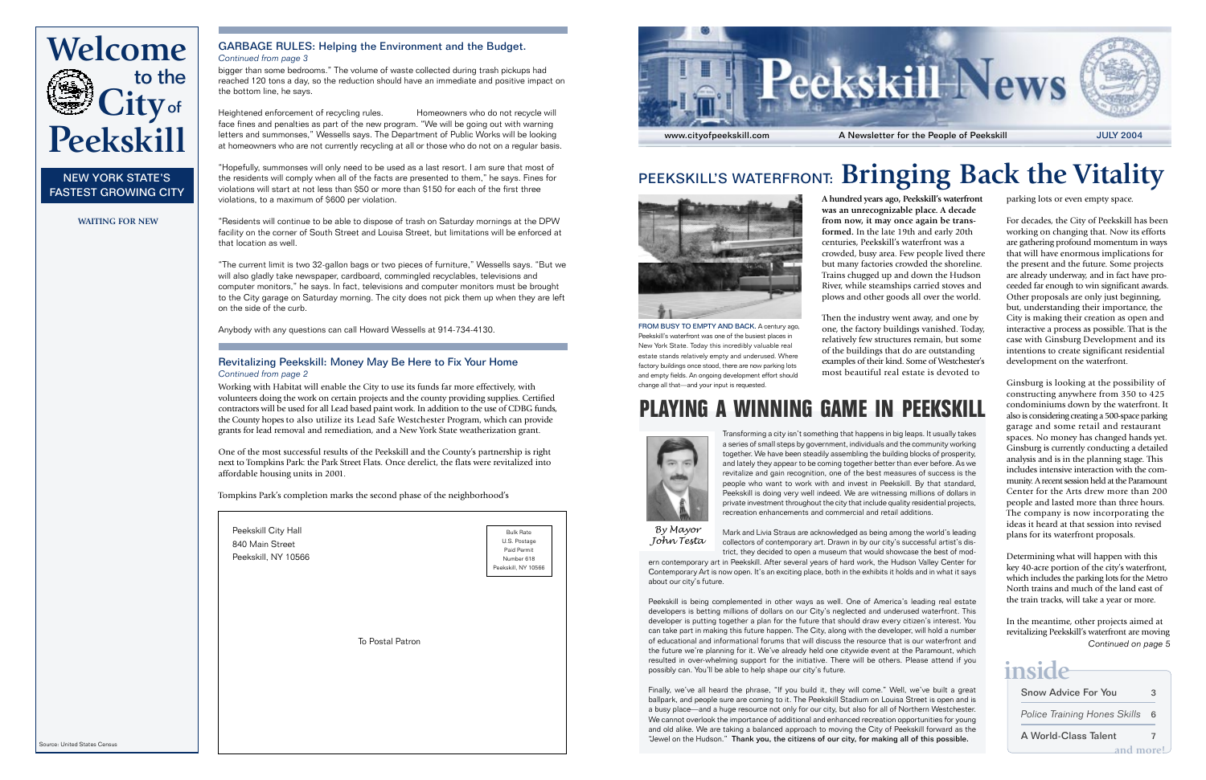# Welcome to the City of Peekskill

NEW YORK STATE'S FASTEST GROWING CITY

**WAITING FOR NEW**

Source: United States Census

## GARBAGE RULES: Helping the Environment and the Budget.

*Continued from page 3*

bigger than some bedrooms." The volume of waste collected during trash pickups had reached 120 tons a day, so the reduction should have an immediate and positive impact on the bottom line, he says.

Heightened enforcement of recycling rules. Homeowners who do not recycle will face fines and penalties as part of the new program. "We will be going out with warning letters and summonses," Wessells says. The Department of Public Works will be looking at homeowners who are not currently recycling at all or those who do not on a regular basis.

"Hopefully, summonses will only need to be used as a last resort. I am sure that most of the residents will comply when all of the facts are presented to them," he says. Fines for violations will start at not less than $50 or more than $150 for each of the first three violations, to a maximum of $600 per violation.

"Residents will continue to be able to dispose of trash on Saturday mornings at the DPW facility on the corner of South Street and Louisa Street, but limitations will be enforced at that location as well.

"The current limit is two 32-gallon bags or two pieces of furniture," Wessells says. "But we will also gladly take newspaper, cardboard, commingled recyclables, televisions and computer monitors," he says. In fact, televisions and computer monitors must be brought to the City garage on Saturday morning. The city does not pick them up when they are left on the side of the curb.

Anybody with any questions can call Howard Wessells at 914-734-4130.

## Revitalizing Peekskill: Money May Be Here to Fix Your Home

*Continued from page 2*

Working with Habitat will enable the City to use its funds far more effectively, with volunteers doing the work on certain projects and the county providing supplies. Certified contractors will be used for all Lead based paint work. In addition to the use of CDBG funds, the County hopes to also utilize its Lead Safe Westchester Program, which can provide grants for lead removal and remediation, and a New York State weatherization grant.

One of the most successful results of the Peekskill and the County's partnership is right next to Tompkins Park: the Park Street Flats. Once derelict, the flats were revitalized into affordable housing units in 2001.

Tompkins Park's completion marks the second phase of the neighborhood's

Peekskill City Hall
840 Main Street
Peekskill, NY 10566

Bulk Rate
U.S. Postage
Paid Permit
Number 618
Peekskill, NY 10566

To Postal Patron

# Peekskill News

www.cityofpeekskill.com — A Newsletter for the People of Peekskill — JULY 2004

## PEEKSKILL'S WATERFRONT: Bringing Back the Vitality

FROM BUSY TO EMPTY AND BACK. A century ago, Peekskill's waterfront was one of the busiest places in New York State. Today this incredibly valuable real estate stands relatively empty and underused. Where factory buildings once stood, there are now parking lots and empty fields. An ongoing development effort should change all that—and your input is requested.

**A hundred years ago, Peekskill's waterfront was an unrecognizable place. A decade from now, it may once again be transformed.** In the late 19th and early 20th centuries, Peekskill's waterfront was a crowded, busy area. Few people lived there but many factories crowded the shoreline. Trains chugged up and down the Hudson River, while steamships carried stoves and plows and other goods all over the world.

Then the industry went away, and one by one, the factory buildings vanished. Today, relatively few structures remain, but some of the buildings that do are outstanding examples of their kind. Some of Westchester's most beautiful real estate is devoted to parking lots or even empty space.

For decades, the City of Peekskill has been working on changing that. Now its efforts are gathering profound momentum in ways that will have enormous implications for the present and the future. Some projects are already underway, and in fact have proceeded far enough to win significant awards. Other proposals are only just beginning, but, understanding their importance, the City is making their creation as open and interactive a process as possible. That is the case with Ginsburg Development and its intentions to create significant residential development on the waterfront.

Ginsburg is looking at the possibility of constructing anywhere from 350 to 425 condominiums down by the waterfront. It also is considering creating a 500-space parking garage and some retail and restaurant spaces. No money has changed hands yet. Ginsburg is currently conducting a detailed analysis and is in the planning stage. This includes intensive interaction with the community. A recent session held at the Paramount Center for the Arts drew more than 200 people and lasted more than three hours. The company is now incorporating the ideas it heard at that session into revised plans for its waterfront proposals.

Determining what will happen with this key 40-acre portion of the city's waterfront, which includes the parking lots for the Metro North trains and much of the land east of the train tracks, will take a year or more.

In the meantime, other projects aimed at revitalizing Peekskill's waterfront are moving

*Continued on page 5*

## PLAYING A WINNING GAME IN PEEKSKILL

*By Mayor John Testa*

Transforming a city isn't something that happens in big leaps. It usually takes a series of small steps by government, individuals and the community working together. We have been steadily assembling the building blocks of prosperity, and lately they appear to be coming together better than ever before. As we revitalize and gain recognition, one of the best measures of success is the people who want to work with and invest in Peekskill. By that standard, Peekskill is doing very well indeed. We are witnessing millions of dollars in private investment throughout the city that include quality residential projects, recreation enhancements and commercial and retail additions.

Mark and Livia Straus are acknowledged as being among the world's leading collectors of contemporary art. Drawn in by our city's successful artist's district, they decided to open a museum that would showcase the best of modern contemporary art in Peekskill. After several years of hard work, the Hudson Valley Center for Contemporary Art is now open. It's an exciting place, both in the exhibits it holds and in what it says about our city's future.

Peekskill is being complemented in other ways as well. One of America's leading real estate developers is betting millions of dollars on our City's neglected and underused waterfront. This developer is putting together a plan for the future that should draw every citizen's interest. You can take part in making this future happen. The City, along with the developer, will hold a number of educational and informational forums that will discuss the resource that is our waterfront and the future we're planning for it. We've already held one citywide event at the Paramount, which resulted in over-whelming support for the initiative. There will be others. Please attend if you possibly can. You'll be able to help shape our city's future.

Finally, we've all heard the phrase, "If you build it, they will come." Well, we've built a great ballpark, and people sure are coming to it. The Peekskill Stadium on Louisa Street is open and is a busy place—and a huge resource not only for our city, but also for all of Northern Westchester. We cannot overlook the importance of additional and enhanced recreation opportunities for young and old alike. We are taking a balanced approach to moving the City of Peekskill forward as the "Jewel on the Hudson." **Thank you, the citizens of our city, for making all of this possible.**

## inside

| | |
|---|---|
| Snow Advice For You | 3 |
| *Police Training Hones Skills* | 6 |
| A World-Class Talent | 7 |

**and more!**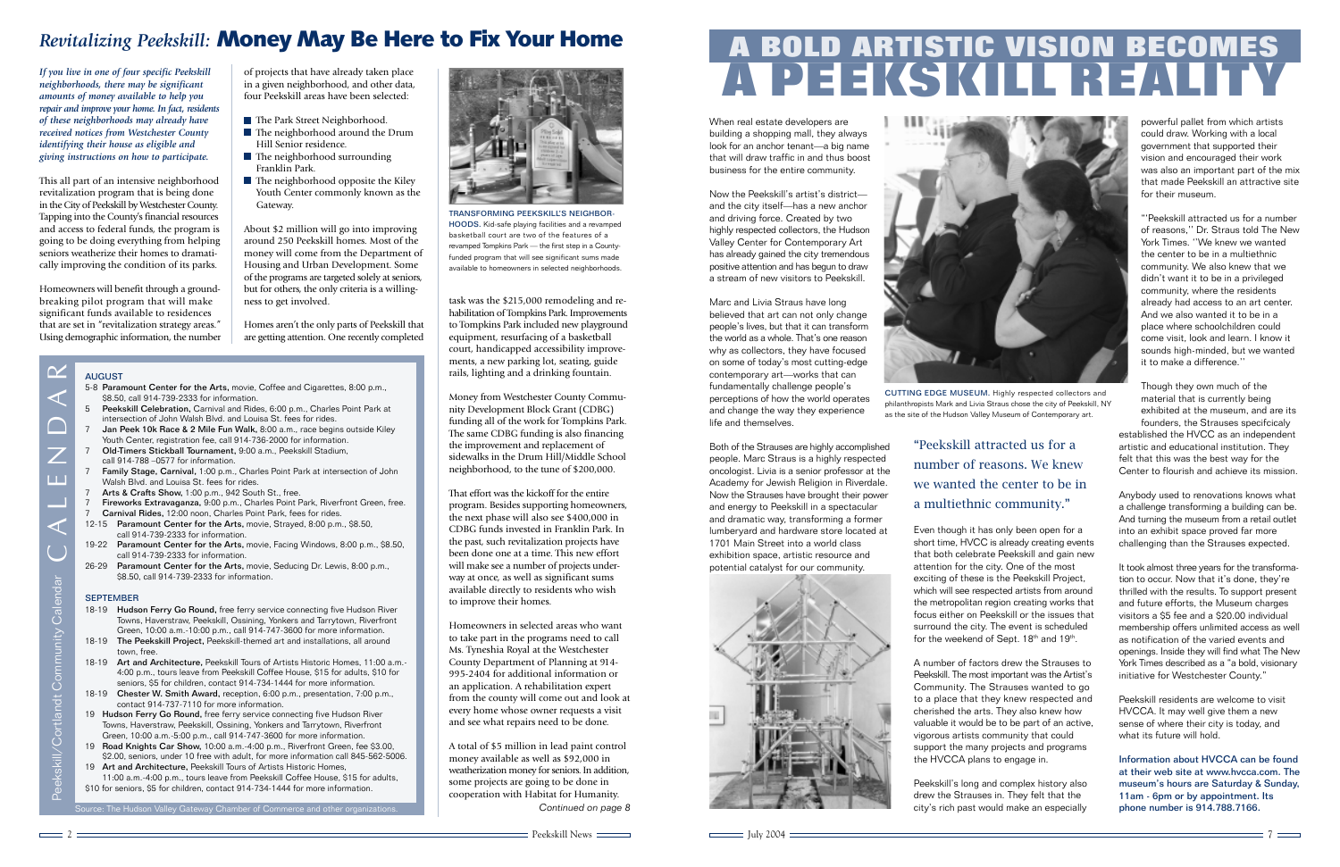# *Revitalizing Peekskill:* Money May Be Here to Fix Your Home

***If you live in one of four specific Peekskill neighborhoods, there may be significant amounts of money available to help you repair and improve your home. In fact, residents of these neighborhoods may already have received notices from Westchester County identifying their house as eligible and giving instructions on how to participate.***

This all part of an intensive neighborhood revitalization program that is being done in the City of Peekskill by Westchester County. Tapping into the County's financial resources and access to federal funds, the program is going to be doing everything from helping seniors weatherize their homes to dramatically improving the condition of its parks.

Homeowners will benefit through a groundbreaking pilot program that will make significant funds available to residences that are set in "revitalization strategy areas." Using demographic information, the number of projects that have already taken place in a given neighborhood, and other data, four Peekskill areas have been selected:

- The Park Street Neighborhood.
- The neighborhood around the Drum Hill Senior residence.
- The neighborhood surrounding Franklin Park.
- The neighborhood opposite the Kiley Youth Center commonly known as the Gateway.

About $2 million will go into improving around 250 Peekskill homes. Most of the money will come from the Department of Housing and Urban Development. Some of the programs are targeted solely at seniors, but for others, the only criteria is a willingness to get involved.

Homes aren't the only parts of Peekskill that are getting attention. One recently completed task was the $215,000 remodeling and rehabilitation of Tompkins Park. Improvements to Tompkins Park included new playground equipment, resurfacing of a basketball court, handicapped accessibility improvements, a new parking lot, seating, guide rails, lighting and a drinking fountain.

TRANSFORMING PEEKSKILL'S NEIGHBORHOODS. Kid-safe playing facilities and a revamped basketball court are two of the features of a revamped Tompkins Park — the first step in a County-funded program that will see significant sums made available to homeowners in selected neighborhoods.

Money from Westchester County Community Development Block Grant (CDBG) funding all of the work for Tompkins Park. The same CDBG funding is also financing the improvement and replacement of sidewalks in the Drum Hill/Middle School neighborhood, to the tune of $200,000.

That effort was the kickoff for the entire program. Besides supporting homeowners, the next phase will also see $400,000 in CDBG funds invested in Franklin Park. In the past, such revitalization projects have been done one at a time. This new effort will make see a number of projects underway at once, as well as significant sums available directly to residents who wish to improve their homes.

Homeowners in selected areas who want to take part in the programs need to call Ms. Tyneshia Royal at the Westchester County Department of Planning at 914-995-2404 for additional information or an application. A rehabilitation expert from the county will come out and look at every home whose owner requests a visit and see what repairs need to be done.

A total of $5 million in lead paint control money available as well as $92,000 in weatherization money for seniors. In addition, some projects are going to be done in cooperation with Habitat for Humanity.

*Continued on page 8*

## Peekskill/Cortlandt Community Calendar

### AUGUST

- 5-8 **Paramount Center for the Arts,** movie, Coffee and Cigarettes, 8:00 p.m., $8.50, call 914-739-2333 for information.
- 5 **Peekskill Celebration,** Carnival and Rides, 6:00 p.m., Charles Point Park at intersection of John Walsh Blvd. and Louisa St. fees for rides.
- 7 **Jan Peek 10k Race & 2 Mile Fun Walk,** 8:00 a.m., race begins outside Kiley Youth Center, registration fee, call 914-736-2000 for information.
- 7 **Old-Timers Stickball Tournament,** 9:00 a.m., Peekskill Stadium, call 914-788 –0577 for information.
- 7 **Family Stage, Carnival,** 1:00 p.m., Charles Point Park at intersection of John Walsh Blvd. and Louisa St. fees for rides.
- 7 **Arts & Crafts Show,** 1:00 p.m., 942 South St., free.
- 7 **Fireworks Extravaganza,** 9:00 p.m., Charles Point Park, Riverfront Green, free.
- 7 **Carnival Rides,** 12:00 noon, Charles Point Park, fees for rides.
- 12-15 **Paramount Center for the Arts,** movie, Strayed, 8:00 p.m., $8.50, call 914-739-2333 for information.
- 19-22 **Paramount Center for the Arts,** movie, Facing Windows, 8:00 p.m., $8.50, call 914-739-2333 for information.
- 26-29 **Paramount Center for the Arts,** movie, Seducing Dr. Lewis, 8:00 p.m., $8.50, call 914-739-2333 for information.

### SEPTEMBER

- 18-19 **Hudson Ferry Go Round,** free ferry service connecting five Hudson River Towns, Haverstraw, Peekskill, Ossining, Yonkers and Tarrytown, Riverfront Green, 10:00 a.m.-10:00 p.m., call 914-747-3600 for more information.
- 18-19 **The Peekskill Project,** Peekskill-themed art and installations, all around town, free.
- 18-19 **Art and Architecture,** Peekskill Tours of Artists Historic Homes, 11:00 a.m.-4:00 p.m., tours leave from Peekskill Coffee House, $15 for adults, $10 for seniors, $5 for children, contact 914-734-1444 for more information.
- 18-19 **Chester W. Smith Award,** reception, 6:00 p.m., presentation, 7:00 p.m., contact 914-737-7110 for more information.
- 19 **Hudson Ferry Go Round,** free ferry service connecting five Hudson River Towns, Haverstraw, Peekskill, Ossining, Yonkers and Tarrytown, Riverfront Green, 10:00 a.m.-5:00 p.m., call 914-747-3600 for more information.
- 19 **Road Knights Car Show,** 10:00 a.m.-4:00 p.m., Riverfront Green, fee $3.00, $2.00, seniors, under 10 free with adult, for more information call 845-562-5006.
- 19 **Art and Architecture,** Peekskill Tours of Artists Historic Homes, 11:00 a.m.-4:00 p.m., tours leave from Peekskill Coffee House, $15 for adults, $10 for seniors, $5 for children, contact 914-734-1444 for more information.

Source: The Hudson Valley Gateway Chamber of Commerce and other organizations.

# A BOLD ARTISTIC VISION BECOMES A PEEKSKILL REALITY

When real estate developers are building a shopping mall, they always look for an anchor tenant—a big name that will draw traffic in and thus boost business for the entire community.

Now the Peekskill's artist's district—and the city itself—has a new anchor and driving force. Created by two highly respected collectors, the Hudson Valley Center for Contemporary Art has already gained the city tremendous positive attention and has begun to draw a stream of new visitors to Peekskill.

Marc and Livia Straus have long believed that art can not only change people's lives, but that it can transform the world as a whole. That's one reason why as collectors, they have focused on some of today's most cutting-edge contemporary art—works that can fundamentally challenge people's perceptions of how the world operates and change the way they experience life and themselves.

CUTTING EDGE MUSEUM. Highly respected collectors and philanthropists Mark and Livia Straus chose the city of Peekskill, NY as the site of the Hudson Valley Museum of Contemporary art.

Both of the Strauses are highly accomplished people. Marc Straus is a highly respected oncologist. Livia is a senior professor at the Academy for Jewish Religion in Riverdale. Now the Strauses have brought their power and energy to Peekskill in a spectacular and dramatic way, transforming a former lumberyard and hardware store located at 1701 Main Street into a world class exhibition space, artistic resource and potential catalyst for our community.

> "Peekskill attracted us for a number of reasons. We knew we wanted the center to be in a multiethnic community."

Even though it has only been open for a short time, HVCC is already creating events that both celebrate Peekskill and gain new attention for the city. One of the most exciting of these is the Peekskill Project, which will see respected artists from around the metropolitan region creating works that focus either on Peekskill or the issues that surround the city. The event is scheduled for the weekend of Sept. 18th and 19th.

A number of factors drew the Strauses to Peekskill. The most important was the Artist's Community. The Strauses wanted to go to a place that they knew respected and cherished the arts. They also knew how valuable it would be to be part of an active, vigorous artists community that could support the many projects and programs the HVCCA plans to engage in.

Peekskill's long and complex history also drew the Strauses in. They felt that the city's rich past would make an especially powerful pallet from which artists could draw. Working with a local government that supported their vision and encouraged their work was also an important part of the mix that made Peekskill an attractive site for their museum.

"'Peekskill attracted us for a number of reasons,'' Dr. Straus told The New York Times. ''We knew we wanted the center to be in a multiethnic community. We also knew that we didn't want it to be in a privileged community, where the residents already had access to an art center. And we also wanted it to be in a place where schoolchildren could come visit, look and learn. I know it sounds high-minded, but we wanted it to make a difference.''

Though they own much of the material that is currently being exhibited at the museum, and are its founders, the Strauses specifcicaly established the HVCC as an independent artistic and educational institution. They felt that this was the best way for the Center to flourish and achieve its mission.

Anybody used to renovations knows what a challenge transforming a building can be. And turning the museum from a retail outlet into an exhibit space proved far more challenging than the Strauses expected.

It took almost three years for the transformation to occur. Now that it's done, they're thrilled with the results. To support present and future efforts, the Museum charges visitors a $5 fee and a $20.00 individual membership offers unlimited access as well as notification of the varied events and openings. Inside they will find what The New York Times described as a "a bold, visionary initiative for Westchester County."

Peekskill residents are welcome to visit HVCCA. It may well give them a new sense of where their city is today, and what its future will hold.

**Information about HVCCA can be found at their web site at www.hvcca.com. The museum's hours are Saturday & Sunday, 11am - 6pm or by appointment. Its phone number is 914.788.7166.**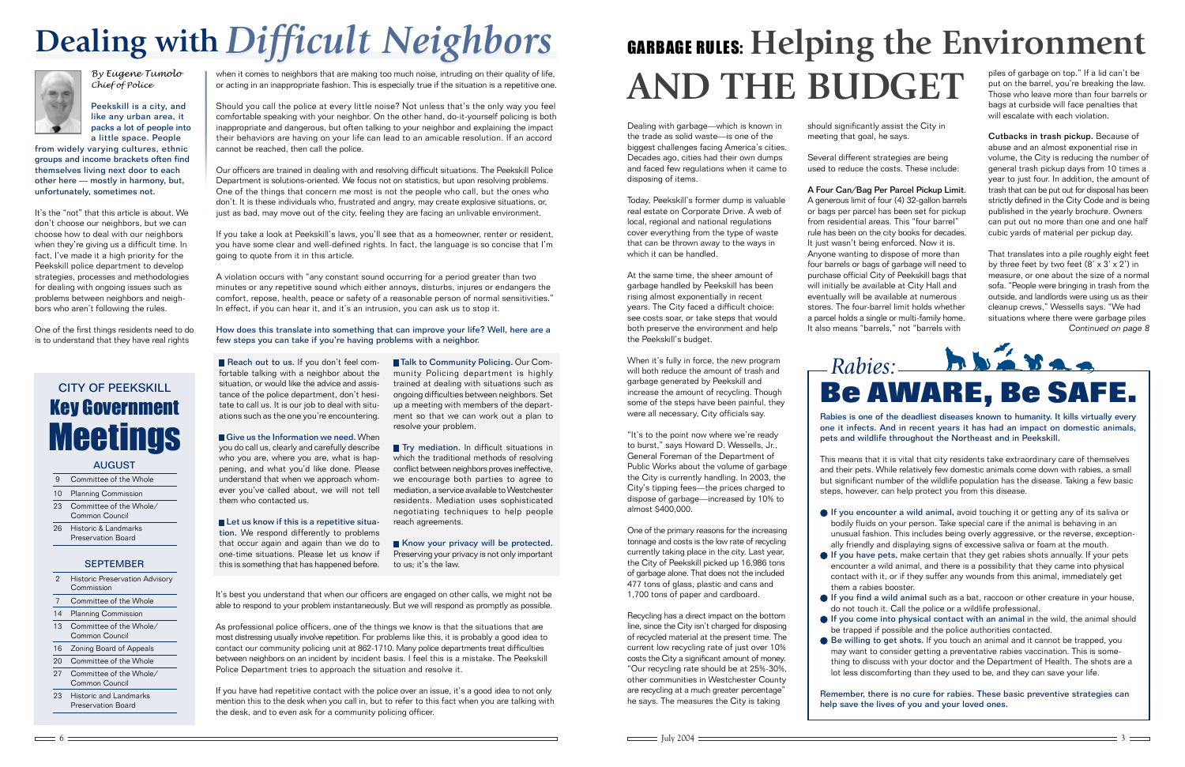# Dealing with *Difficult Neighbors*

*By Eugene Tumolo*
*Chief of Police*

**Peekskill is a city, and like any urban area, it packs a lot of people into a little space. People from widely varying cultures, ethnic groups and income brackets often find themselves living next door to each other here — mostly in harmony, but, unfortunately, sometimes not.**

It's the "not" that this article is about. We don't choose our neighbors, but we can choose how to deal with our neighbors when they're giving us a difficult time. In fact, I've made it a high priority for the Peekskill police department to develop strategies, processes and methodologies for dealing with ongoing issues such as problems between neighbors and neighbors who aren't following the rules.

One of the first things residents need to do is to understand that they have real rights when it comes to neighbors that are making too much noise, intruding on their quality of life, or acting in an inappropriate fashion. This is especially true if the situation is a repetitive one.

Should you call the police at every little noise? Not unless that's the only way you feel comfortable speaking with your neighbor. On the other hand, do-it-yourself policing is both inappropriate and dangerous, but often talking to your neighbor and explaining the impact their behaviors are having on your life can lead to an amicable resolution. If an accord cannot be reached, then call the police.

Our officers are trained in dealing with and resolving difficult situations. The Peekskill Police Department is solutions-oriented. We focus not on statistics, but upon resolving problems. One of the things that concern me most is not the people who call, but the ones who don't. It is these individuals who, frustrated and angry, may create explosive situations, or, just as bad, may move out of the city, feeling they are facing an unlivable environment.

If you take a look at Peekskill's laws, you'll see that as a homeowner, renter or resident, you have some clear and well-defined rights. In fact, the language is so concise that I'm going to quote from it in this article.

A violation occurs with "any constant sound occurring for a period greater than two minutes or any repetitive sound which either annoys, disturbs, injures or endangers the comfort, repose, health, peace or safety of a reasonable person of normal sensitivities." In effect, if you can hear it, and it's an intrusion, you can ask us to stop it.

**How does this translate into something that can improve your life? Well, here are a few steps you can take if you're having problems with a neighbor.**

- **Reach out to us.** If you don't feel comfortable talking with a neighbor about the situation, or would like the advice and assistance of the police department, don't hesitate to call us. It is our job to deal with situations such as the one you're encountering.
- **Give us the Information we need.** When you do call us, clearly and carefully describe who you are, where you are, what is happening, and what you'd like done. Please understand that when we approach whomever you've called about, we will not tell them who contacted us.
- **Let us know if this is a repetitive situation.** We respond differently to problems that occur again and again than we do to one-time situations. Please let us know if this is something that has happened before.
- **Talk to Community Policing.** Our Community Policing department is highly trained at dealing with situations such as ongoing difficulties between neighbors. Set up a meeting with members of the department so that we can work out a plan to resolve your problem.
- **Try mediation.** In difficult situations in which the traditional methods of resolving conflict between neighbors proves ineffective, we encourage both parties to agree to mediation, a service available to Westchester residents. Mediation uses sophisticated negotiating techniques to help people reach agreements.
- **Know your privacy will be protected.** Preserving your privacy is not only important to us; it's the law.

It's best you understand that when our officers are engaged on other calls, we might not be able to respond to your problem instantaneously. But we will respond as promptly as possible.

As professional police officers, one of the things we know is that the situations that are most distressing usually involve repetition. For problems like this, it is probably a good idea to contact our community policing unit at 862-1710. Many police departments treat difficulties between neighbors on an incident by incident basis. I feel this is a mistake. The Peekskill Police Department tries to approach the situation and resolve it.

If you have had repetitive contact with the police over an issue, it's a good idea to not only mention this to the desk when you call in, but to refer to this fact when you are talking with the desk, and to even ask for a community policing officer.

## CITY OF PEEKSKILL Key Government Meetings

### AUGUST

| | |
|---|---|
| 9 | Committee of the Whole |
| 10 | Planning Commission |
| 23 | Committee of the Whole/ Common Council |
| 26 | Historic & Landmarks Preservation Board |

### SEPTEMBER

| | |
|---|---|
| 2 | Historic Preservation Advisory Commission |
| 7 | Committee of the Whole |
| 14 | Planning Commission |
| 13 | Committee of the Whole/ Common Council |
| 16 | Zoning Board of Appeals |
| 20 | Committee of the Whole |
| 27 | Committee of the Whole/ Common Council |
| 23 | Historic and Landmarks Preservation Board |

# GARBAGE RULES: Helping the Environment AND THE BUDGET

Dealing with garbage—which is known in the trade as solid waste—is one of the biggest challenges facing America's cities. Decades ago, cities had their own dumps and faced few regulations when it came to disposing of items.

Today, Peekskill's former dump is valuable real estate on Corporate Drive. A web of local, regional and national regulations cover everything from the type of waste that can be thrown away to the ways in which it can be handled.

At the same time, the sheer amount of garbage handled by Peekskill has been rising almost exponentially in recent years. The City faced a difficult choice: see costs soar, or take steps that would both preserve the environment and help the Peekskill's budget.

When it's fully in force, the new program will both reduce the amount of trash and garbage generated by Peekskill and increase the amount of recycling. Though some of the steps have been painful, they were all necessary, City officials say.

"It's to the point now where we're ready to burst," says Howard D. Wessells, Jr., General Foreman of the Department of Public Works about the volume of garbage the City is currently handling. In 2003, the City's tipping fees—the prices charged to dispose of garbage—increased by 10% to almost $400,000.

One of the primary reasons for the increasing tonnage and costs is the low rate of recycling currently taking place in the city. Last year, the City of Peekskill picked up 16,986 tons of garbage alone. That does not the included 477 tons of glass, plastic and cans and 1,700 tons of paper and cardboard.

Recycling has a direct impact on the bottom line, since the City isn't charged for disposing of recycled material at the present time. The current low recycling rate of just over 10% costs the City a significant amount of money. "Our recycling rate should be at 25%-30%, other communities in Westchester County are recycling at a much greater percentage" he says. The measures the City is taking should significantly assist the City in meeting that goal, he says.

Several different strategies are being used to reduce the costs. These include:

**A Four Can/Bag Per Parcel Pickup Limit.** A generous limit of four (4) 32-gallon barrels or bags per parcel has been set for pickup from residential areas. This "four barrel" rule has been on the city books for decades. It just wasn't being enforced. Now it is. Anyone wanting to dispose of more than four barrels or bags of garbage will need to purchase official City of Peekskill bags that will initially be available at City Hall and eventually will be available at numerous stores. The four-barrel limit holds whether a parcel holds a single or multi-family home. It also means "barrels," not "barrels with piles of garbage on top." If a lid can't be put on the barrel, you're breaking the law. Those who leave more than four barrels or bags at curbside will face penalties that will escalate with each violation.

**Cutbacks in trash pickup.** Because of abuse and an almost exponential rise in volume, the City is reducing the number of general trash pickup days from 10 times a year to just four. In addition, the amount of trash that can be put out for disposal has been strictly defined in the City Code and is being published in the yearly brochure. Owners can put out no more than one and one half cubic yards of material per pickup day.

That translates into a pile roughly eight feet by three feet by two feet (8' x 3' x 2') in measure, or one about the size of a normal sofa. "People were bringing in trash from the outside, and landlords were using us as their cleanup crews," Wessells says. "We had situations where there were garbage piles

*Continued on page 8*

# *Rabies:* Be AWARE, Be SAFE.

**Rabies is one of the deadliest diseases known to humanity. It kills virtually every one it infects. And in recent years it has had an impact on domestic animals, pets and wildlife throughout the Northeast and in Peekskill.**

This means that it is vital that city residents take extraordinary care of themselves and their pets. While relatively few domestic animals come down with rabies, a small but significant number of the wildlife population has the disease. Taking a few basic steps, however, can help protect you from this disease.

- **If you encounter a wild animal,** avoid touching it or getting any of its saliva or bodily fluids on your person. Take special care if the animal is behaving in an unusual fashion. This includes being overly aggressive, or the reverse, exceptionally friendly and displaying signs of excessive saliva or foam at the mouth.
- **If you have pets,** make certain that they get rabies shots annually. If your pets encounter a wild animal, and there is a possibility that they came into physical contact with it, or if they suffer any wounds from this animal, immediately get them a rabies booster.
- **If you find a wild animal** such as a bat, raccoon or other creature in your house, do not touch it. Call the police or a wildlife professional.
- **If you come into physical contact with an animal** in the wild, the animal should be trapped if possible and the police authorities contacted.
- **Be willing to get shots.** If you touch an animal and it cannot be trapped, you may want to consider getting a preventative rabies vaccination. This is something to discuss with your doctor and the Department of Health. The shots are a lot less discomforting than they used to be, and they can save your life.

**Remember, there is no cure for rabies. These basic preventive strategies can help save the lives of you and your loved ones.**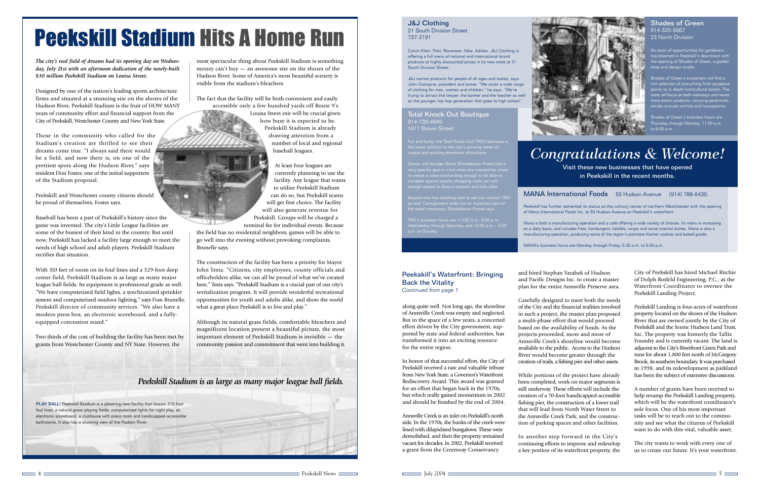# Peekskill Stadium Hits A Home Run

***The city's real field of dreams has its opening day on Wednesday, July 21st with an afternoon dedication of the newly-built $30 million Peekskill Stadium on Louisa Street.***

Designed by one of the nation's leading sports architecture firms and situated at a stunning site on the shores of the Hudson River, Peekskill Stadium is the fruit of HOW MANY years of community effort and financial support from the City of Peekskill, Westchester County and New York State.

Those in the community who called for the Stadium's creation are thrilled to see their dreams come true. "I always said there would be a field, and now there is, on one of the prettiest spots along the Hudson River," says resident Don Foster, one of the initial supporters of the Stadium proposal.

Peekskill and Westchester county citizens should be proud of themselves, Foster says.

Baseball has been a part of Peekskill's history since the game was invented. The city's Little League facilities are some of the busiest of their kind in the country. But until now, Peekskill has lacked a facility large enough to meet the needs of high school and adult players. Peekskill Stadium rectifies that situation.

With 310 feet of room on its foul lines and a 329-foot deep center field, Peekskill Stadium is as large as many major league ball fields. Its equipment is professional grade as well. "We have computerized field lights, a synchronized sprinkler system and computerized outdoor lighting," says Fran Brunelle, Peekskill director of community services. "We also have a modern press box, an electronic scoreboard, and a fully-equipped concession stand."

Two thirds of the cost of building the facility has been met by grants from Westchester County and NY State. However, the most spectacular thing about Peekskill Stadium is something money can't buy — an awesome site on the shores of the Hudson River. Some of America's most beautiful scenery is visible from the stadium's bleachers.

The fact that the facility will be both convenient and easily accessible only a few hundred yards off Route 9's Louisa Street exit will be crucial given how busy it is expected to be. Peekskill Stadium is already drawing attention from a number of local and regional baseball leagues.

At least four leagues are currently planning to use the facility. Any league that wants to utilize Peekskill Stadium can do so, but Peekskill teams will get first choice. The facility will also generate revenue for Peekskill. Groups will be charged a nominal fee for individual events. Because the field has no residential neighbors, games will be able to go well into the evening without provoking complaints, Brunelle says.

The construction of the facility has been a priority for Mayor John Testa. "Citizens, city employees, county officials and officeholders alike, we can all be proud of what we've created here," Testa says. "Peekskill Stadium is a crucial part of our city's revitalization program. It will provide wonderful recreational opportunities for youth and adults alike, and show the world what a great place Peekskill is to live and play."

Although its natural grass fields, comfortable bleachers and magnificent location present a beautiful picture, the most important element of Peekskill Stadium is invisible — the community passion and commitment that went into building it.

***Peekskill Stadium is as large as many major league ball fields.***

**PLAY BALL!** Peekskill Stadium is a gleaming new facility that boasts 310-foot foul lines, a natural grass playing fields, computerized lights for night play, an electronic scoreboard, a clubhouse with press room and handicapped-accessible bathrooms. It also has a stunning view of the Hudson River.

# *Congratulations & Welcome!*

Visit these new businesses that have opened in Peekskill in the recent months.

### J&J Clothing
21 South Division Street
737-2191

Calvin Klein. Polo. Rocawear. Nike. Adidas. J&J Clothing is offering a full menu of national and international brand products at highly discounted prices in its new store at 21 South Division Street.

J&J carries products for people of all ages and tastes, says John Giampino, president and owner. "We cover a wide range of clothing for men, women and children," he says. "We're trying to attract the lawyer, the banker and the teacher as well as the younger, hip-hop generation that goes to high school."

### Total Knock Out Boutique
914-739-4949
1011 Brown Street

Fun and funky, the Total Knock Out (TKO) boutique is the latest addition to the city's growing roster of unique and exciting downtown attractions.

Owner and founder Shara Shisheboran-Frame had a very specific goal in mind when she created her store: to create a store outstanding enough to be able to compete against nearby shopping malls yet with enough appeal to draw in parents and kids alike.

Anyone who has anything cool to sell can contact TKO as well. Consignment sales are an important part of the store's business, Shisheboran-Frame says.

TKO's business hours are 11:00 a.m.- 6:00 p.m. Wednesday through Saturday, and 12:00 p.m. – 4:00 p.m. on Sunday.

### Shades of Green
914-320-5667
23 North Division

An oasis of opportunities for gardeners has bloomed in Peekskill's downtown with the opening of Shades of Green, a garden shop and design studio.

Shades of Green's customers will find a rich selection of everything from gorgeous plants to in-depth horticultural books. The store will focus on both mainstays and newer, more exotic products, carrying perennials, shrubs annuals orchids and houseplants.

Shades of Green's business hours are Thursday through Monday, 11:00 a.m. to 6:00 p.m.

### MANA International Foods
55 Hudson Avenue (914) 788-6430.

Peekskill has further cemented its status as the culinary center of northern Westchester with the opening of Mana International Foods Inc. at 55 Hudson Avenue on Peekskill's waterfront.

Mana is both a manufacturing operation and a café offering a wide variety of choices. Its menu is increasing on a daily basis, and includes fries, hamburgers, falafels, wraps and some oriental dishes. Mana is also a manufacturing operation, producing some of the region's premiere Kosher cookies and baked goods.

MANA's business hours are Monday through Friday, 5:30 a.m. to 5:00 p.m.

## Peekskill's Waterfront: Bringing Back the Vitality
*Continued from page 1*

along quite well. Not long ago, the shoreline of Annsville Creek was empty and neglected. But in the space of a few years, a concerted effort driven by the City government, supported by state and federal authorities, has transformed it into an exciting resource for the entire region.

In honor of that successful effort, the City of Peekskill received a rare and valuable tribute from New York State: a Governor's Waterfront Rediscovery Award. This award was granted for an effort that began back in the 1970s, but which really gained momentum in 2002 and should be finished by the end of 2004.

Annsville Creek is an inlet on Peekskill's north side. In the 1970s, the banks of the creek were lined with dilapidated bungalows. These were demolished, and then the property remained vacant for decades. In 2002, Peekskill received a grant from the Greenway Conservancy and hired Stephan Yarabek of Hudson and Pacific Designs Inc. to create a master plan for the entire Annsville Preserve area.

Carefully designed to meet both the needs of the City and the financial realities involved in such a project, the master plan proposed a multi-phase effort that would proceed based on the availability of funds. As the projects proceeded, more and more of Annsville Creek's shoreline would become available to the public. Access to the Hudson River would become greater through the creation of trails, a fishing pier and other assets.

While portions of the project have already been completed, work on major segments is still underway. These efforts will include the creation of a 70-foot handicapped-accessible fishing pier, the construction of a lower trail that will lead from North Water Street to the Annsville Creek Park, and the construction of parking spaces and other facilities.

In another step forward in the City's continuing efforts to improve and redevelop a key portion of its waterfront property, the City of Peekskill has hired Michael Ritchie of Dolph Rotfeld Engineering, P.C.; as the Waterfront Coordinator to oversee the Peekskill Landing Project.

Peekskill Landing is four-acres of waterfront property located on the shores of the Hudson River that are owned jointly by the City of Peekskill and the Scenic Hudson Land Trust, Inc. The property was formerly the Tallix Foundry and is currently vacant. The land is adjacent to the City's Riverfront Green Park and runs for about 1,800 feet north of McGregory Brook, its southern boundary. It was purchased in 1998, and its redevelopment as parkland has been the subject of extensive discussions.

A number of grants have been received to help revamp the Peekskill Landing property, which will be the waterfront coordinator's sole focus. One of his most important tasks will be to reach out to the community and see what the citizens of Peekskill want to do with this vital, valuable asset.

The city wants to work with every one of us to create our future. It's your waterfront.